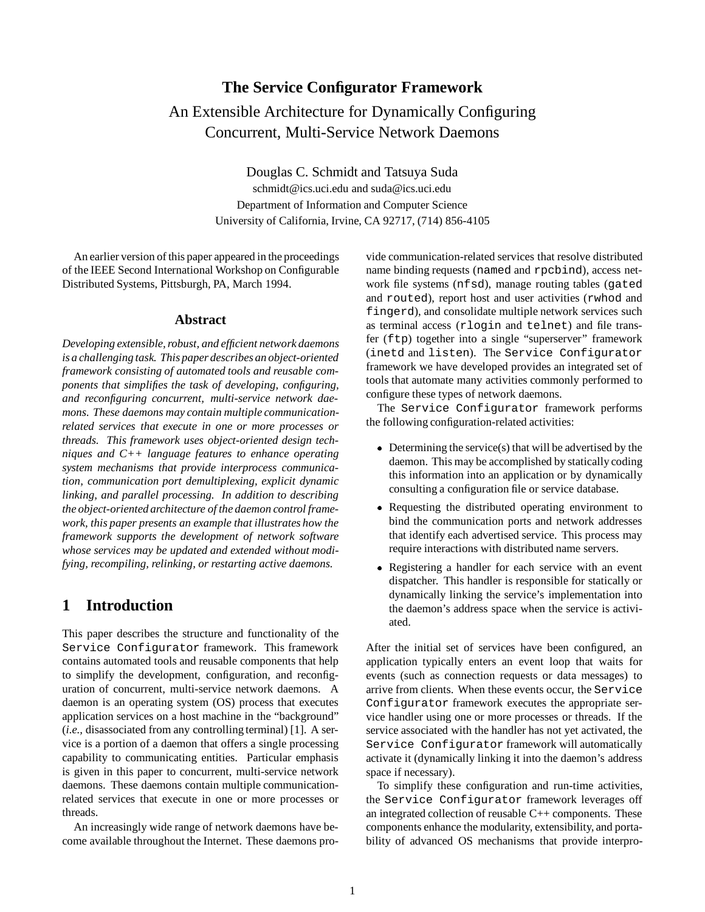# The Service Configurator Framework

## An Extensible Architecture for Dynamically Configuring Concurrent, Multi-Service Network Daemons

Douglas C. Schmidt and Tatsuya Suda

schmidt@ics.uci.edu and suda@ics.uci.edu

Department of Information and Computer Science

University of California, Irvine, CA 92717, (714) 856-4105

An earlier version of this paper appeared in the proceedings of the IEEE Second International Workshop on Configurable Distributed Systems, Pittsburgh, PA, March 1994.

### Abstract

*Developing extensible, robust, and efficient network daemons is a challenging task. This paper describes an object-oriented framework consisting of automated tools and reusable components that simplifies the task of developing, configuring, and reconfiguring concurrent, multi-service network daemons. These daemons may contain multiple communication-related services that execute in one or more processes or threads. This framework uses object-oriented design techniques and C++ language features to enhance operating system mechanisms that provide interprocess communication, communication port demultiplexing, explicit dynamic linking, and parallel processing. In addition to describing the object-oriented architecture of the daemon control framework, this paper presents an example that illustrates how the framework supports the development of network software whose services may be updated and extended without modifying, recompiling, relinking, or restarting active daemons.*

## 1 Introduction

This paper describes the structure and functionality of the `Service Configurator` framework. This framework contains automated tools and reusable components that help to simplify the development, configuration, and reconfiguration of concurrent, multi-service network daemons. A daemon is an operating system (OS) process that executes application services on a host machine in the "background" (*i.e.,* disassociated from any controlling terminal) [1]. A service is a portion of a daemon that offers a single processing capability to communicating entities. Particular emphasis is given in this paper to concurrent, multi-service network daemons. These daemons contain multiple communication-related services that execute in one or more processes or threads.

An increasingly wide range of network daemons have become available throughout the Internet. These daemons provide communication-related services that resolve distributed name binding requests (`named` and `rpcbind`), access network file systems (`nfsd`), manage routing tables (`gated` and `routed`), report host and user activities (`rwhod` and `fingerd`), and consolidate multiple network services such as terminal access (`rlogin` and `telnet`) and file transfer (`ftp`) together into a single "superserver" framework (`inetd` and `listen`). The `Service Configurator` framework we have developed provides an integrated set of tools that automate many activities commonly performed to configure these types of network daemons.

The `Service Configurator` framework performs the following configuration-related activities:

- Determining the service(s) that will be advertised by the daemon. This may be accomplished by statically coding this information into an application or by dynamically consulting a configuration file or service database.
- Requesting the distributed operating environment to bind the communication ports and network addresses that identify each advertised service. This process may require interactions with distributed name servers.
- Registering a handler for each service with an event dispatcher. This handler is responsible for statically or dynamically linking the service's implementation into the daemon's address space when the service is activiated.

After the initial set of services have been configured, an application typically enters an event loop that waits for events (such as connection requests or data messages) to arrive from clients. When these events occur, the `Service Configurator` framework executes the appropriate service handler using one or more processes or threads. If the service associated with the handler has not yet activated, the `Service Configurator` framework will automatically activate it (dynamically linking it into the daemon's address space if necessary).

To simplify these configuration and run-time activities, the `Service Configurator` framework leverages off an integrated collection of reusable C++ components. These components enhance the modularity, extensibility, and portability of advanced OS mechanisms that provide interpro-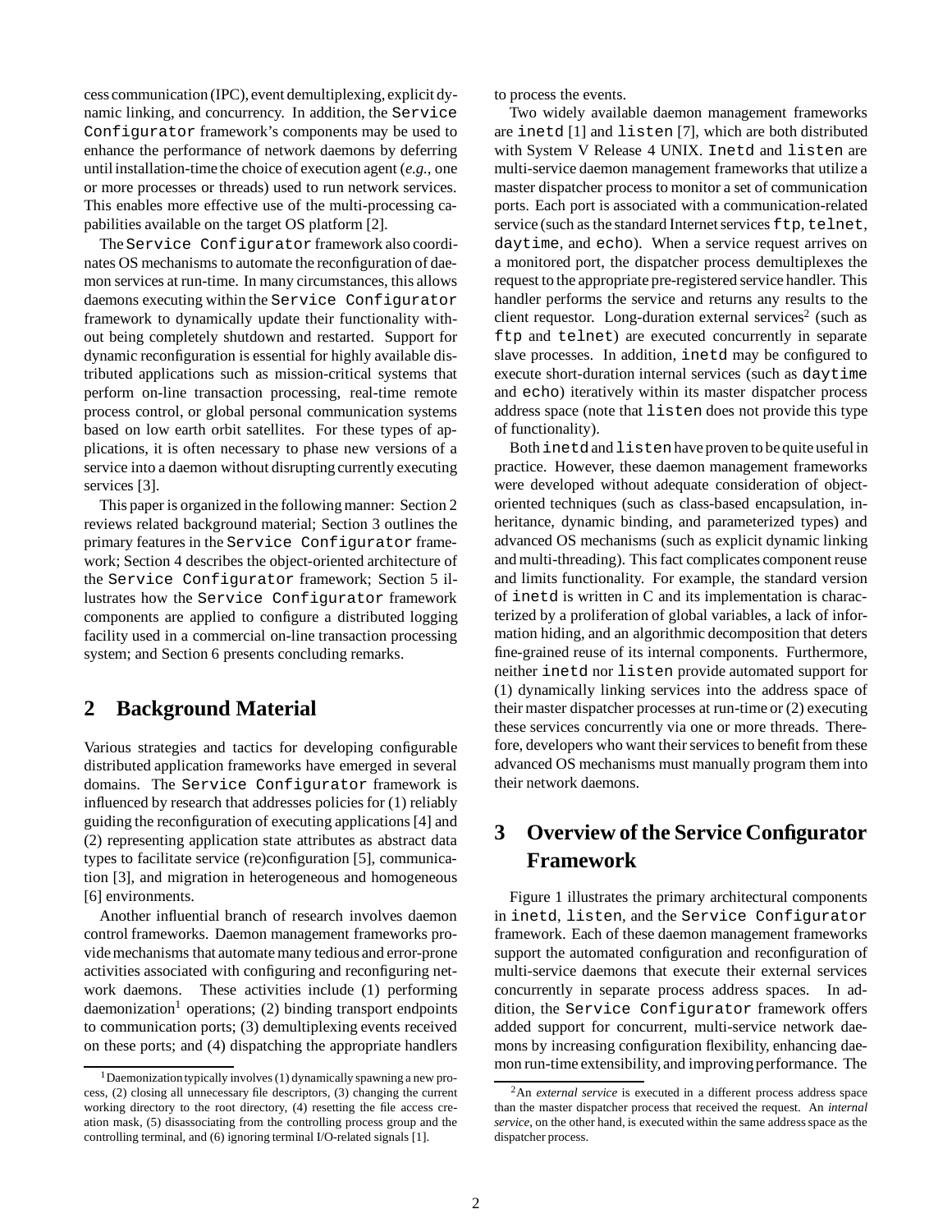cess communication (IPC), event demultiplexing, explicit dynamic linking, and concurrency. In addition, the `Service Configurator` framework's components may be used to enhance the performance of network daemons by deferring until installation-time the choice of execution agent (*e.g.*, one or more processes or threads) used to run network services. This enables more effective use of the multi-processing capabilities available on the target OS platform [2].

The `Service Configurator` framework also coordinates OS mechanisms to automate the reconfiguration of daemon services at run-time. In many circumstances, this allows daemons executing within the `Service Configurator` framework to dynamically update their functionality without being completely shutdown and restarted. Support for dynamic reconfiguration is essential for highly available distributed applications such as mission-critical systems that perform on-line transaction processing, real-time remote process control, or global personal communication systems based on low earth orbit satellites. For these types of applications, it is often necessary to phase new versions of a service into a daemon without disrupting currently executing services [3].

This paper is organized in the following manner: Section 2 reviews related background material; Section 3 outlines the primary features in the `Service Configurator` framework; Section 4 describes the object-oriented architecture of the `Service Configurator` framework; Section 5 illustrates how the `Service Configurator` framework components are applied to configure a distributed logging facility used in a commercial on-line transaction processing system; and Section 6 presents concluding remarks.

## 2 Background Material

Various strategies and tactics for developing configurable distributed application frameworks have emerged in several domains. The `Service Configurator` framework is influenced by research that addresses policies for (1) reliably guiding the reconfiguration of executing applications [4] and (2) representing application state attributes as abstract data types to facilitate service (re)configuration [5], communication [3], and migration in heterogeneous and homogeneous [6] environments.

Another influential branch of research involves daemon control frameworks. Daemon management frameworks provide mechanisms that automate many tedious and error-prone activities associated with configuring and reconfiguring network daemons. These activities include (1) performing daemonization[1] operations; (2) binding transport endpoints to communication ports; (3) demultiplexing events received on these ports; and (4) dispatching the appropriate handlers to process the events.

Two widely available daemon management frameworks are `inetd` [1] and `listen` [7], which are both distributed with System V Release 4 UNIX. `Inetd` and `listen` are multi-service daemon management frameworks that utilize a master dispatcher process to monitor a set of communication ports. Each port is associated with a communication-related service (such as the standard Internet services `ftp`, `telnet`, `daytime`, and `echo`). When a service request arrives on a monitored port, the dispatcher process demultiplexes the request to the appropriate pre-registered service handler. This handler performs the service and returns any results to the client requestor. Long-duration external services[2] (such as `ftp` and `telnet`) are executed concurrently in separate slave processes. In addition, `inetd` may be configured to execute short-duration internal services (such as `daytime` and `echo`) iteratively within its master dispatcher process address space (note that `listen` does not provide this type of functionality).

Both `inetd` and `listen` have proven to be quite useful in practice. However, these daemon management frameworks were developed without adequate consideration of object-oriented techniques (such as class-based encapsulation, inheritance, dynamic binding, and parameterized types) and advanced OS mechanisms (such as explicit dynamic linking and multi-threading). This fact complicates component reuse and limits functionality. For example, the standard version of `inetd` is written in C and its implementation is characterized by a proliferation of global variables, a lack of information hiding, and an algorithmic decomposition that deters fine-grained reuse of its internal components. Furthermore, neither `inetd` nor `listen` provide automated support for (1) dynamically linking services into the address space of their master dispatcher processes at run-time or (2) executing these services concurrently via one or more threads. Therefore, developers who want their services to benefit from these advanced OS mechanisms must manually program them into their network daemons.

## 3 Overview of the Service Configurator Framework

Figure 1 illustrates the primary architectural components in `inetd`, `listen`, and the `Service Configurator` framework. Each of these daemon management frameworks support the automated configuration and reconfiguration of multi-service daemons that execute their external services concurrently in separate process address spaces. In addition, the `Service Configurator` framework offers added support for concurrent, multi-service network daemons by increasing configuration flexibility, enhancing daemon run-time extensibility, and improving performance. The

---

[1] Daemonization typically involves (1) dynamically spawning a new process, (2) closing all unnecessary file descriptors, (3) changing the current working directory to the root directory, (4) resetting the file access creation mask, (5) disassociating from the controlling process group and the controlling terminal, and (6) ignoring terminal I/O-related signals [1].

[2] An *external service* is executed in a different process address space than the master dispatcher process that received the request. An *internal service*, on the other hand, is executed within the same address space as the dispatcher process.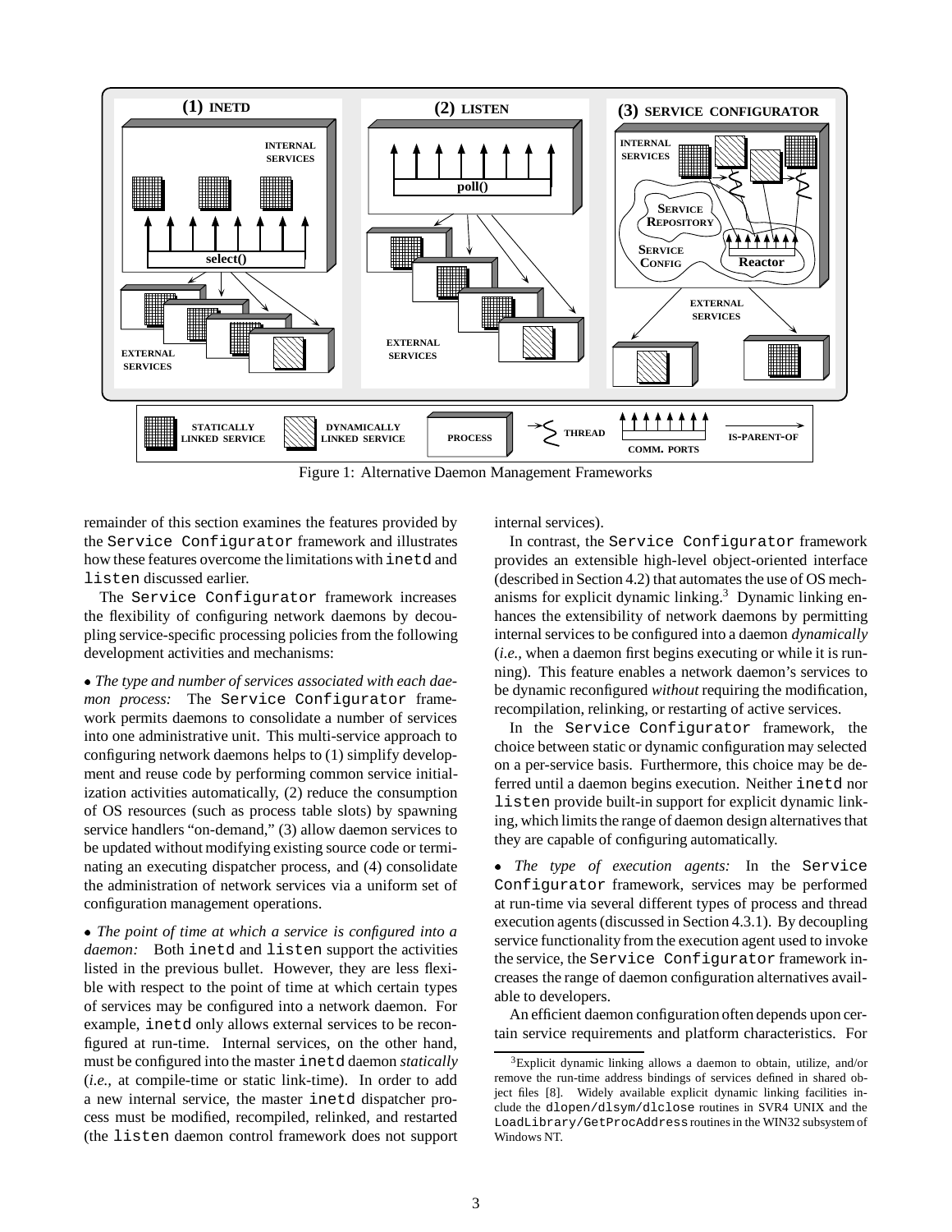Figure 1: Alternative Daemon Management Frameworks

remainder of this section examines the features provided by the Service Configurator framework and illustrates how these features overcome the limitations with inetd and listen discussed earlier.

The Service Configurator framework increases the flexibility of configuring network daemons by decoupling service-specific processing policies from the following development activities and mechanisms:

- *The type and number of services associated with each daemon process:* The Service Configurator framework permits daemons to consolidate a number of services into one administrative unit. This multi-service approach to configuring network daemons helps to (1) simplify development and reuse code by performing common service initialization activities automatically, (2) reduce the consumption of OS resources (such as process table slots) by spawning service handlers "on-demand," (3) allow daemon services to be updated without modifying existing source code or terminating an executing dispatcher process, and (4) consolidate the administration of network services via a uniform set of configuration management operations.

- *The point of time at which a service is configured into a daemon:* Both inetd and listen support the activities listed in the previous bullet. However, they are less flexible with respect to the point of time at which certain types of services may be configured into a network daemon. For example, inetd only allows external services to be reconfigured at run-time. Internal services, on the other hand, must be configured into the master inetd daemon *statically* (*i.e.,* at compile-time or static link-time). In order to add a new internal service, the master inetd dispatcher process must be modified, recompiled, relinked, and restarted (the listen daemon control framework does not support internal services).

In contrast, the Service Configurator framework provides an extensible high-level object-oriented interface (described in Section 4.2) that automates the use of OS mechanisms for explicit dynamic linking.[3] Dynamic linking enhances the extensibility of network daemons by permitting internal services to be configured into a daemon *dynamically* (*i.e.,* when a daemon first begins executing or while it is running). This feature enables a network daemon's services to be dynamic reconfigured *without* requiring the modification, recompilation, relinking, or restarting of active services.

In the Service Configurator framework, the choice between static or dynamic configuration may selected on a per-service basis. Furthermore, this choice may be deferred until a daemon begins execution. Neither inetd nor listen provide built-in support for explicit dynamic linking, which limits the range of daemon design alternatives that they are capable of configuring automatically.

- *The type of execution agents:* In the Service Configurator framework, services may be performed at run-time via several different types of process and thread execution agents (discussed in Section 4.3.1). By decoupling service functionality from the execution agent used to invoke the service, the Service Configurator framework increases the range of daemon configuration alternatives available to developers.

An efficient daemon configuration often depends upon certain service requirements and platform characteristics. For

[3] Explicit dynamic linking allows a daemon to obtain, utilize, and/or remove the run-time address bindings of services defined in shared object files [8]. Widely available explicit dynamic linking facilities include the dlopen/dlsym/dlclose routines in SVR4 UNIX and the LoadLibrary/GetProcAddress routines in the WIN32 subsystem of Windows NT.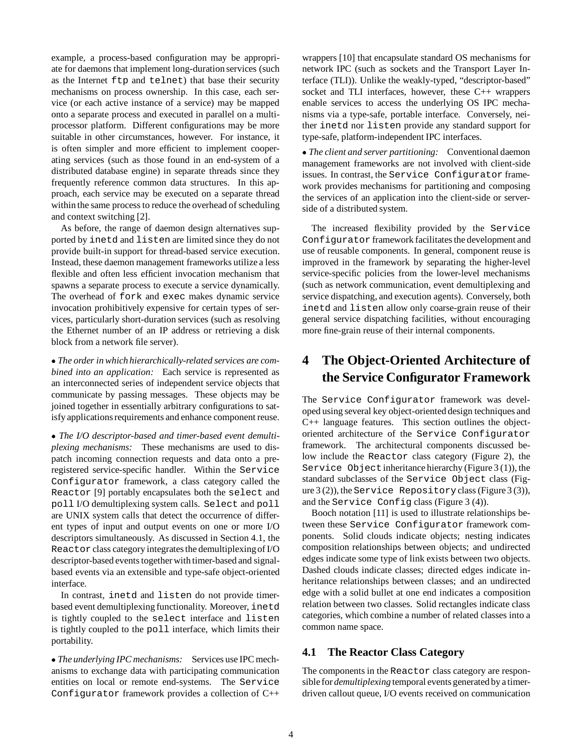example, a process-based configuration may be appropriate for daemons that implement long-duration services (such as the Internet ftp and telnet) that base their security mechanisms on process ownership. In this case, each service (or each active instance of a service) may be mapped onto a separate process and executed in parallel on a multi-processor platform. Different configurations may be more suitable in other circumstances, however. For instance, it is often simpler and more efficient to implement cooperating services (such as those found in an end-system of a distributed database engine) in separate threads since they frequently reference common data structures. In this approach, each service may be executed on a separate thread within the same process to reduce the overhead of scheduling and context switching [2].

As before, the range of daemon design alternatives supported by inetd and listen are limited since they do not provide built-in support for thread-based service execution. Instead, these daemon management frameworks utilize a less flexible and often less efficient invocation mechanism that spawns a separate process to execute a service dynamically. The overhead of fork and exec makes dynamic service invocation prohibitively expensive for certain types of services, particularly short-duration services (such as resolving the Ethernet number of an IP address or retrieving a disk block from a network file server).

- *The order in which hierarchically-related services are combined into an application:* Each service is represented as an interconnected series of independent service objects that communicate by passing messages. These objects may be joined together in essentially arbitrary configurations to satisfy applications requirements and enhance component reuse.

- *The I/O descriptor-based and timer-based event demultiplexing mechanisms:* These mechanisms are used to dispatch incoming connection requests and data onto a pre-registered service-specific handler. Within the Service Configurator framework, a class category called the Reactor [9] portably encapsulates both the select and poll I/O demultiplexing system calls. Select and poll are UNIX system calls that detect the occurrence of different types of input and output events on one or more I/O descriptors simultaneously. As discussed in Section 4.1, the Reactor class category integrates the demultiplexing of I/O descriptor-based events together with timer-based and signal-based events via an extensible and type-safe object-oriented interface.

  In contrast, inetd and listen do not provide timer-based event demultiplexing functionality. Moreover, inetd is tightly coupled to the select interface and listen is tightly coupled to the poll interface, which limits their portability.

- *The underlying IPC mechanisms:* Services use IPC mechanisms to exchange data with participating communication entities on local or remote end-systems. The Service Configurator framework provides a collection of C++ wrappers [10] that encapsulate standard OS mechanisms for network IPC (such as sockets and the Transport Layer Interface (TLI)). Unlike the weakly-typed, "descriptor-based" socket and TLI interfaces, however, these C++ wrappers enable services to access the underlying OS IPC mechanisms via a type-safe, portable interface. Conversely, neither inetd nor listen provide any standard support for type-safe, platform-independent IPC interfaces.

- *The client and server partitioning:* Conventional daemon management frameworks are not involved with client-side issues. In contrast, the Service Configurator framework provides mechanisms for partitioning and composing the services of an application into the client-side or server-side of a distributed system.

The increased flexibility provided by the Service Configurator framework facilitates the development and use of reusable components. In general, component reuse is improved in the framework by separating the higher-level service-specific policies from the lower-level mechanisms (such as network communication, event demultiplexing and service dispatching, and execution agents). Conversely, both inetd and listen allow only coarse-grain reuse of their general service dispatching facilities, without encouraging more fine-grain reuse of their internal components.

# 4 The Object-Oriented Architecture of the Service Configurator Framework

The Service Configurator framework was developed using several key object-oriented design techniques and C++ language features. This section outlines the object-oriented architecture of the Service Configurator framework. The architectural components discussed below include the Reactor class category (Figure 2), the Service Object inheritance hierarchy (Figure 3 (1)), the standard subclasses of the Service Object class (Figure 3 (2)), the Service Repository class (Figure 3 (3)), and the Service Config class (Figure 3 (4)).

Booch notation [11] is used to illustrate relationships between these Service Configurator framework components. Solid clouds indicate objects; nesting indicates composition relationships between objects; and undirected edges indicate some type of link exists between two objects. Dashed clouds indicate classes; directed edges indicate inheritance relationships between classes; and an undirected edge with a solid bullet at one end indicates a composition relation between two classes. Solid rectangles indicate class categories, which combine a number of related classes into a common name space.

## 4.1 The Reactor Class Category

The components in the Reactor class category are responsible for *demultiplexing* temporal events generated by a timer-driven callout queue, I/O events received on communication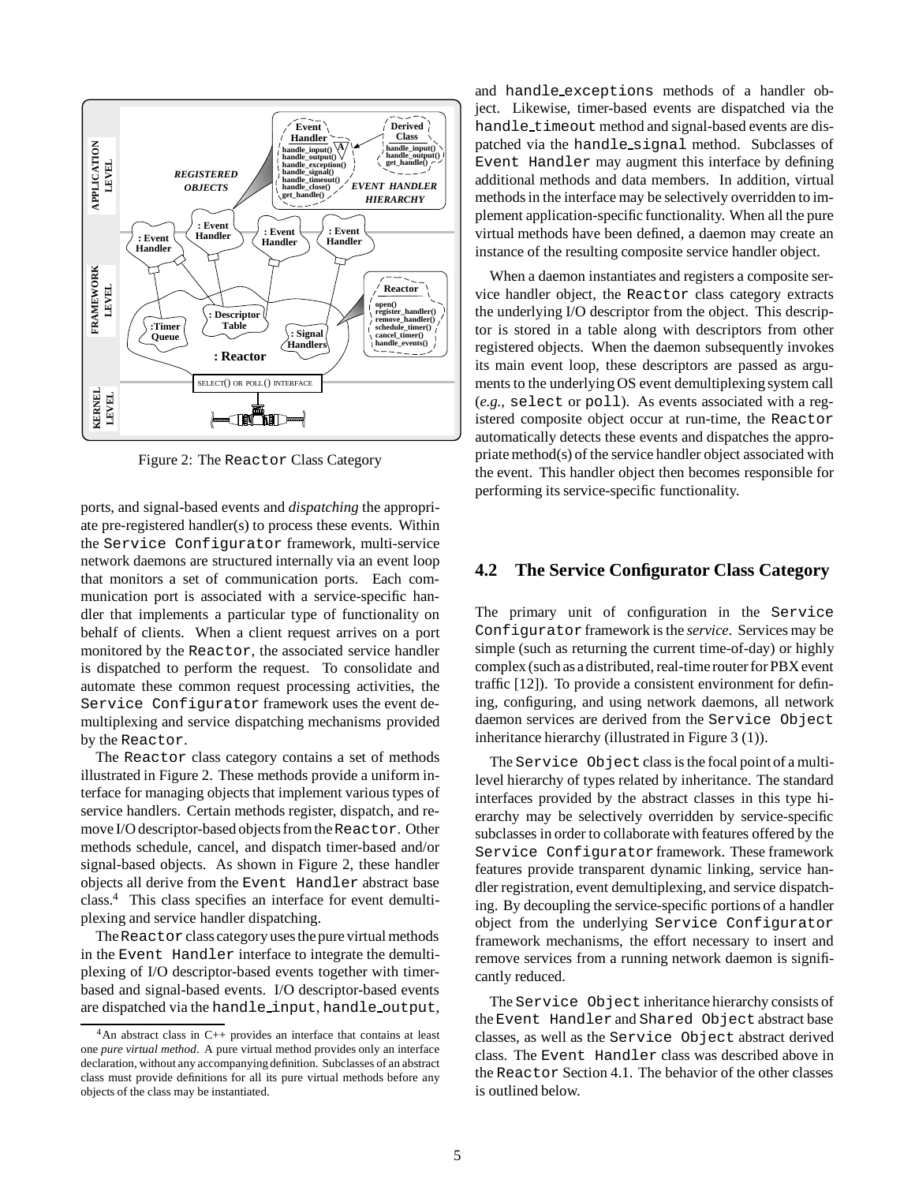Figure 2: The Reactor Class Category

ports, and signal-based events and *dispatching* the appropriate pre-registered handler(s) to process these events. Within the Service Configurator framework, multi-service network daemons are structured internally via an event loop that monitors a set of communication ports. Each communication port is associated with a service-specific handler that implements a particular type of functionality on behalf of clients. When a client request arrives on a port monitored by the Reactor, the associated service handler is dispatched to perform the request. To consolidate and automate these common request processing activities, the Service Configurator framework uses the event demultiplexing and service dispatching mechanisms provided by the Reactor.

The Reactor class category contains a set of methods illustrated in Figure 2. These methods provide a uniform interface for managing objects that implement various types of service handlers. Certain methods register, dispatch, and remove I/O descriptor-based objects from the Reactor. Other methods schedule, cancel, and dispatch timer-based and/or signal-based objects. As shown in Figure 2, these handler objects all derive from the Event Handler abstract base class.[4] This class specifies an interface for event demultiplexing and service handler dispatching.

The Reactor class category uses the pure virtual methods in the Event Handler interface to integrate the demultiplexing of I/O descriptor-based events together with timer-based and signal-based events. I/O descriptor-based events are dispatched via the handle_input, handle_output, and handle_exceptions methods of a handler object. Likewise, timer-based events are dispatched via the handle_timeout method and signal-based events are dispatched via the handle_signal method. Subclasses of Event Handler may augment this interface by defining additional methods and data members. In addition, virtual methods in the interface may be selectively overridden to implement application-specific functionality. When all the pure virtual methods have been defined, a daemon may create an instance of the resulting composite service handler object.

When a daemon instantiates and registers a composite service handler object, the Reactor class category extracts the underlying I/O descriptor from the object. This descriptor is stored in a table along with descriptors from other registered objects. When the daemon subsequently invokes its main event loop, these descriptors are passed as arguments to the underlying OS event demultiplexing system call (*e.g.,* select or poll). As events associated with a registered composite object occur at run-time, the Reactor automatically detects these events and dispatches the appropriate method(s) of the service handler object associated with the event. This handler object then becomes responsible for performing its service-specific functionality.

## 4.2 The Service Configurator Class Category

The primary unit of configuration in the Service Configurator framework is the *service*. Services may be simple (such as returning the current time-of-day) or highly complex (such as a distributed, real-time router for PBX event traffic [12]). To provide a consistent environment for defining, configuring, and using network daemons, all network daemon services are derived from the Service Object inheritance hierarchy (illustrated in Figure 3 (1)).

The Service Object class is the focal point of a multi-level hierarchy of types related by inheritance. The standard interfaces provided by the abstract classes in this type hierarchy may be selectively overridden by service-specific subclasses in order to collaborate with features offered by the Service Configurator framework. These framework features provide transparent dynamic linking, service handler registration, event demultiplexing, and service dispatching. By decoupling the service-specific portions of a handler object from the underlying Service Configurator framework mechanisms, the effort necessary to insert and remove services from a running network daemon is significantly reduced.

The Service Object inheritance hierarchy consists of the Event Handler and Shared Object abstract base classes, as well as the Service Object abstract derived class. The Event Handler class was described above in the Reactor Section 4.1. The behavior of the other classes is outlined below.

[4] An abstract class in C++ provides an interface that contains at least one *pure virtual method*. A pure virtual method provides only an interface declaration, without any accompanying definition. Subclasses of an abstract class must provide definitions for all its pure virtual methods before any objects of the class may be instantiated.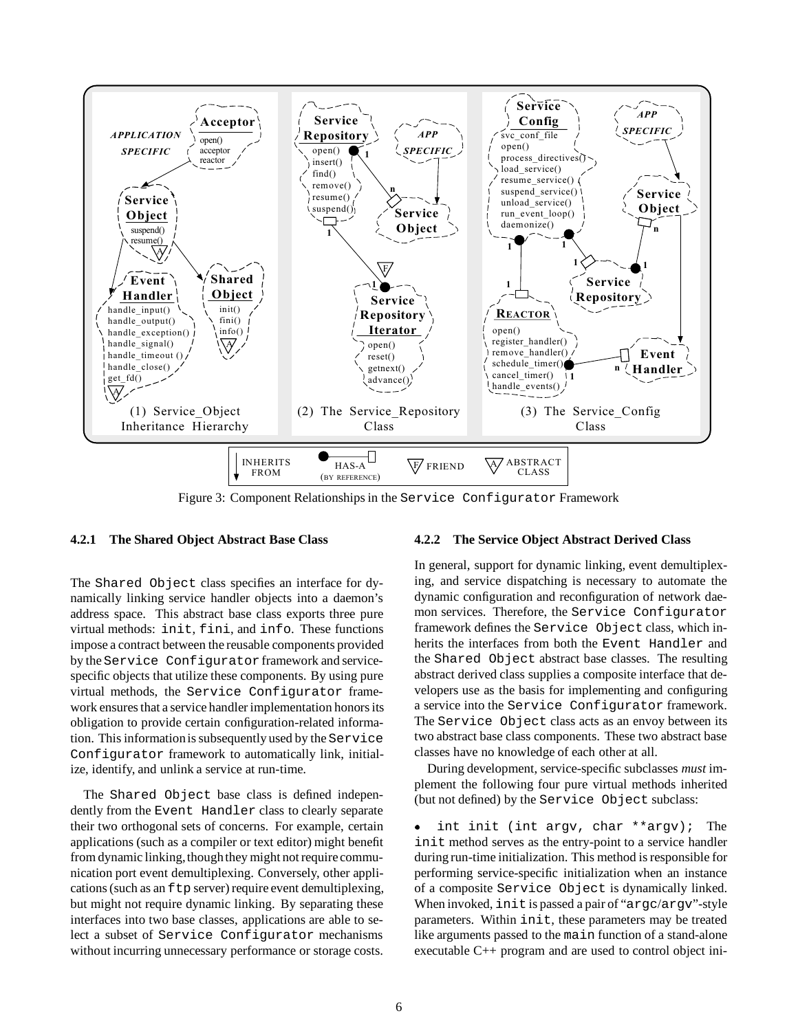Figure 3: Component Relationships in the Service Configurator Framework

#### 4.2.1 The Shared Object Abstract Base Class

The Shared Object class specifies an interface for dynamically linking service handler objects into a daemon's address space. This abstract base class exports three pure virtual methods: init, fini, and info. These functions impose a contract between the reusable components provided by the Service Configurator framework and service-specific objects that utilize these components. By using pure virtual methods, the Service Configurator framework ensures that a service handler implementation honors its obligation to provide certain configuration-related information. This information is subsequently used by the Service Configurator framework to automatically link, initialize, identify, and unlink a service at run-time.

The Shared Object base class is defined independently from the Event Handler class to clearly separate their two orthogonal sets of concerns. For example, certain applications (such as a compiler or text editor) might benefit from dynamic linking, though they might not require communication port event demultiplexing. Conversely, other applications (such as an ftp server) require event demultiplexing, but might not require dynamic linking. By separating these interfaces into two base classes, applications are able to select a subset of Service Configurator mechanisms without incurring unnecessary performance or storage costs.

#### 4.2.2 The Service Object Abstract Derived Class

In general, support for dynamic linking, event demultiplexing, and service dispatching is necessary to automate the dynamic configuration and reconfiguration of network daemon services. Therefore, the Service Configurator framework defines the Service Object class, which inherits the interfaces from both the Event Handler and the Shared Object abstract base classes. The resulting abstract derived class supplies a composite interface that developers use as the basis for implementing and configuring a service into the Service Configurator framework. The Service Object class acts as an envoy between its two abstract base class components. These two abstract base classes have no knowledge of each other at all.

During development, service-specific subclasses *must* implement the following four pure virtual methods inherited (but not defined) by the Service Object subclass:

- int init (int argv, char **argv); The init method serves as the entry-point to a service handler during run-time initialization. This method is responsible for performing service-specific initialization when an instance of a composite Service Object is dynamically linked. When invoked, init is passed a pair of "argc/argv"-style parameters. Within init, these parameters may be treated like arguments passed to the main function of a stand-alone executable C++ program and are used to control object ini-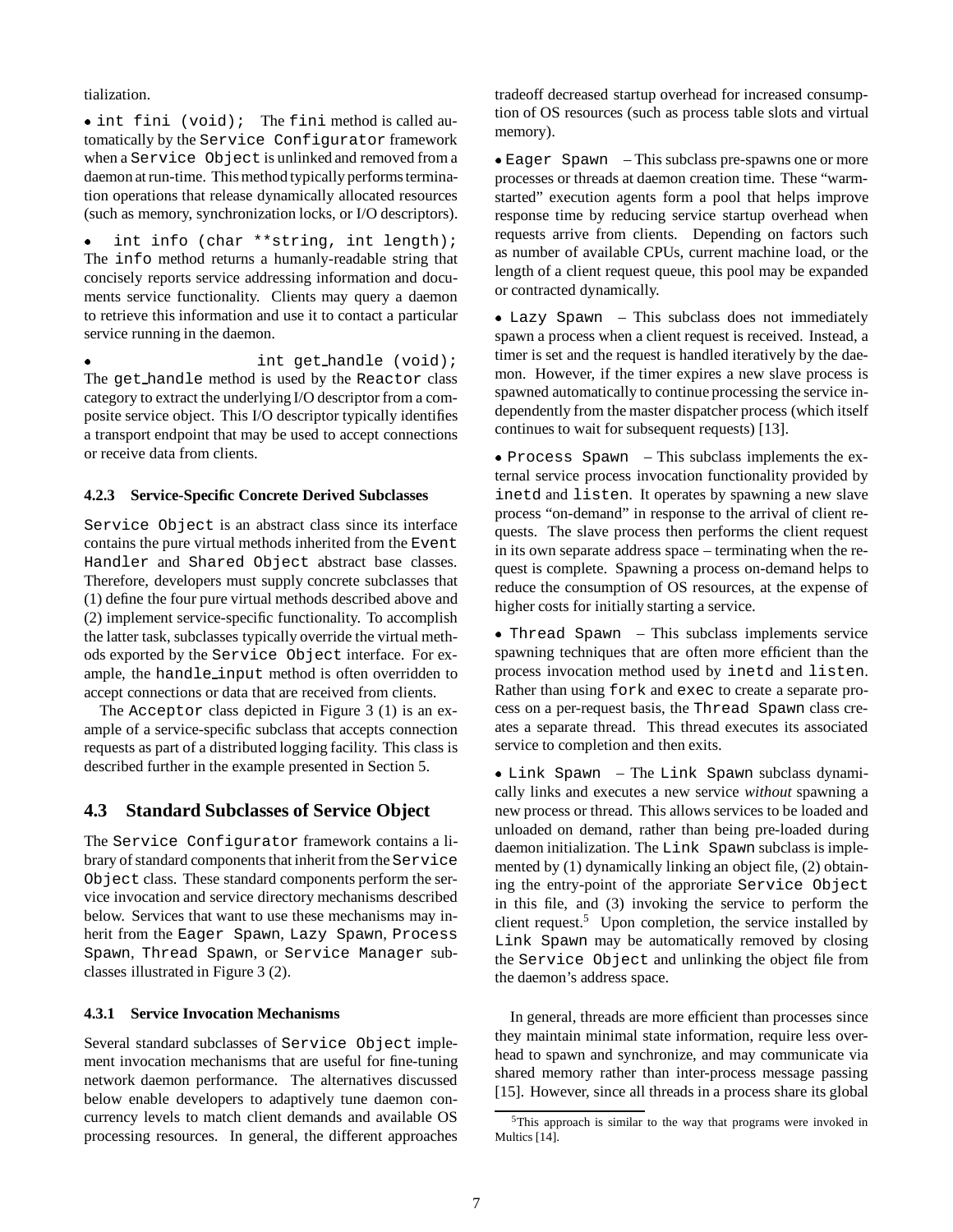tialization.

- `int fini (void);` The `fini` method is called automatically by the `Service Configurator` framework when a `Service Object` is unlinked and removed from a daemon at run-time. This method typically performs termination operations that release dynamically allocated resources (such as memory, synchronization locks, or I/O descriptors).

- `int info (char **string, int length);` The `info` method returns a humanly-readable string that concisely reports service addressing information and documents service functionality. Clients may query a daemon to retrieve this information and use it to contact a particular service running in the daemon.

- `int get_handle (void);` The `get_handle` method is used by the `Reactor` class category to extract the underlying I/O descriptor from a composite service object. This I/O descriptor typically identifies a transport endpoint that may be used to accept connections or receive data from clients.

#### 4.2.3 Service-Specific Concrete Derived Subclasses

`Service Object` is an abstract class since its interface contains the pure virtual methods inherited from the `Event Handler` and `Shared Object` abstract base classes. Therefore, developers must supply concrete subclasses that (1) define the four pure virtual methods described above and (2) implement service-specific functionality. To accomplish the latter task, subclasses typically override the virtual methods exported by the `Service Object` interface. For example, the `handle_input` method is often overridden to accept connections or data that are received from clients.

The `Acceptor` class depicted in Figure 3 (1) is an example of a service-specific subclass that accepts connection requests as part of a distributed logging facility. This class is described further in the example presented in Section 5.

## 4.3 Standard Subclasses of Service Object

The `Service Configurator` framework contains a library of standard components that inherit from the `Service Object` class. These standard components perform the service invocation and service directory mechanisms described below. Services that want to use these mechanisms may inherit from the `Eager Spawn`, `Lazy Spawn`, `Process Spawn`, `Thread Spawn`, or `Service Manager` subclasses illustrated in Figure 3 (2).

#### 4.3.1 Service Invocation Mechanisms

Several standard subclasses of `Service Object` implement invocation mechanisms that are useful for fine-tuning network daemon performance. The alternatives discussed below enable developers to adaptively tune daemon concurrency levels to match client demands and available OS processing resources. In general, the different approaches tradeoff decreased startup overhead for increased consumption of OS resources (such as process table slots and virtual memory).

- `Eager Spawn` – This subclass pre-spawns one or more processes or threads at daemon creation time. These "warm-started" execution agents form a pool that helps improve response time by reducing service startup overhead when requests arrive from clients. Depending on factors such as number of available CPUs, current machine load, or the length of a client request queue, this pool may be expanded or contracted dynamically.

- `Lazy Spawn` – This subclass does not immediately spawn a process when a client request is received. Instead, a timer is set and the request is handled iteratively by the daemon. However, if the timer expires a new slave process is spawned automatically to continue processing the service independently from the master dispatcher process (which itself continues to wait for subsequent requests) [13].

- `Process Spawn` – This subclass implements the external service process invocation functionality provided by `inetd` and `listen`. It operates by spawning a new slave process "on-demand" in response to the arrival of client requests. The slave process then performs the client request in its own separate address space – terminating when the request is complete. Spawning a process on-demand helps to reduce the consumption of OS resources, at the expense of higher costs for initially starting a service.

- `Thread Spawn` – This subclass implements service spawning techniques that are often more efficient than the process invocation method used by `inetd` and `listen`. Rather than using `fork` and `exec` to create a separate process on a per-request basis, the `Thread Spawn` class creates a separate thread. This thread executes its associated service to completion and then exits.

- `Link Spawn` – The `Link Spawn` subclass dynamically links and executes a new service *without* spawning a new process or thread. This allows services to be loaded and unloaded on demand, rather than being pre-loaded during daemon initialization. The `Link Spawn` subclass is implemented by (1) dynamically linking an object file, (2) obtaining the entry-point of the approriate `Service Object` in this file, and (3) invoking the service to perform the client request.[5] Upon completion, the service installed by `Link Spawn` may be automatically removed by closing the `Service Object` and unlinking the object file from the daemon's address space.

In general, threads are more efficient than processes since they maintain minimal state information, require less overhead to spawn and synchronize, and may communicate via shared memory rather than inter-process message passing [15]. However, since all threads in a process share its global

[5] This approach is similar to the way that programs were invoked in Multics [14].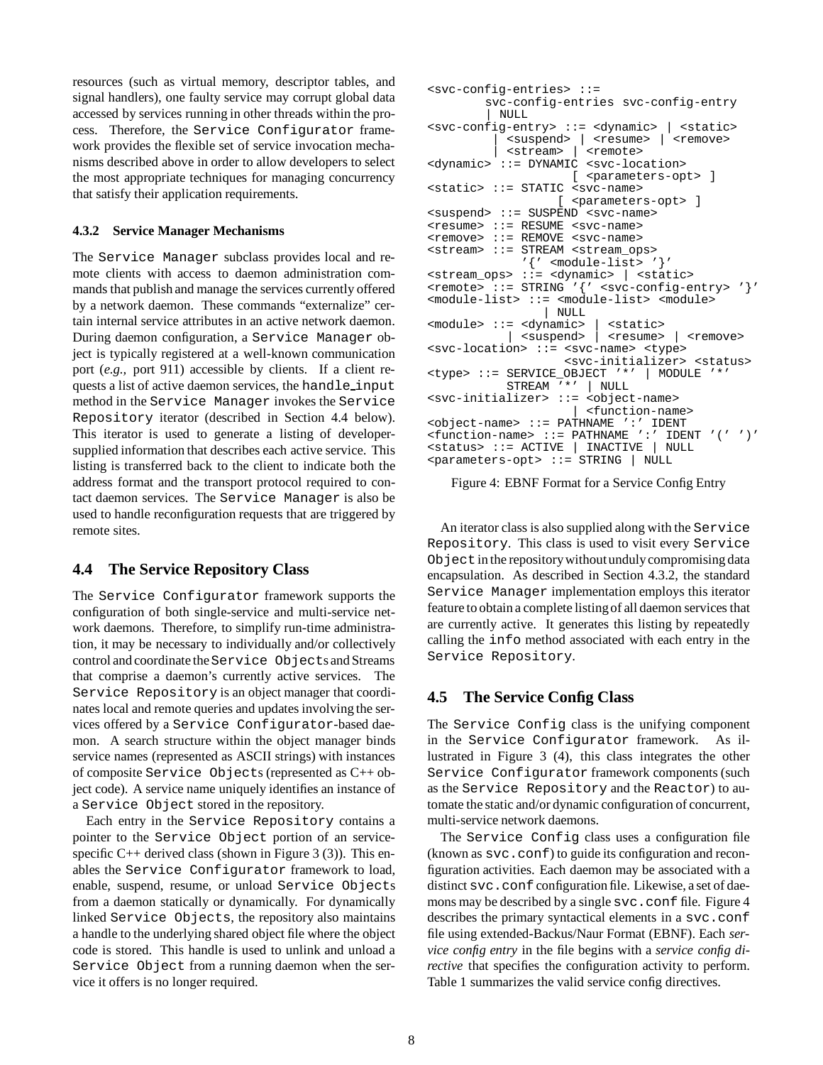resources (such as virtual memory, descriptor tables, and signal handlers), one faulty service may corrupt global data accessed by services running in other threads within the process. Therefore, the `Service Configurator` framework provides the flexible set of service invocation mechanisms described above in order to allow developers to select the most appropriate techniques for managing concurrency that satisfy their application requirements.

#### 4.3.2 Service Manager Mechanisms

The `Service Manager` subclass provides local and remote clients with access to daemon administration commands that publish and manage the services currently offered by a network daemon. These commands "externalize" certain internal service attributes in an active network daemon. During daemon configuration, a `Service Manager` object is typically registered at a well-known communication port (*e.g.,* port 911) accessible by clients. If a client requests a list of active daemon services, the `handle_input` method in the `Service Manager` invokes the `Service Repository` iterator (described in Section 4.4 below). This iterator is used to generate a listing of developer-supplied information that describes each active service. This listing is transferred back to the client to indicate both the address format and the transport protocol required to contact daemon services. The `Service Manager` is also be used to handle reconfiguration requests that are triggered by remote sites.

### 4.4 The Service Repository Class

The `Service Configurator` framework supports the configuration of both single-service and multi-service network daemons. Therefore, to simplify run-time administration, it may be necessary to individually and/or collectively control and coordinate the `Service Object`s and Streams that comprise a daemon's currently active services. The `Service Repository` is an object manager that coordinates local and remote queries and updates involving the services offered by a `Service Configurator`-based daemon. A search structure within the object manager binds service names (represented as ASCII strings) with instances of composite `Service Object`s (represented as C++ object code). A service name uniquely identifies an instance of a `Service Object` stored in the repository.

Each entry in the `Service Repository` contains a pointer to the `Service Object` portion of an service-specific C++ derived class (shown in Figure 3 (3)). This enables the `Service Configurator` framework to load, enable, suspend, resume, or unload `Service Object`s from a daemon statically or dynamically. For dynamically linked `Service Objects`, the repository also maintains a handle to the underlying shared object file where the object code is stored. This handle is used to unlink and unload a `Service Object` from a running daemon when the service it offers is no longer required.

```
<svc-config-entries> ::=
        svc-config-entries svc-config-entry
        | NULL
<svc-config-entry> ::= <dynamic> | <static>
         | <suspend> | <resume> | <remove>
         | <stream> | <remote>
<dynamic> ::= DYNAMIC <svc-location>
                  [ <parameters-opt> ]
<static> ::= STATIC <svc-name>
                 [ <parameters-opt> ]
<suspend> ::= SUSPEND <svc-name>
<resume> ::= RESUME <svc-name>
<remove> ::= REMOVE <svc-name>
<stream> ::= STREAM <stream_ops>
             '{' <module-list> '}'
<stream_ops> ::= <dynamic> | <static>
<remote> ::= STRING '{' <svc-config-entry> '}'
<module-list> ::= <module-list> <module>
                | NULL
<module> ::= <dynamic> | <static>
          | <suspend> | <resume> | <remove>
<svc-location> ::= <svc-name> <type>
                 <svc-initializer> <status>
<type> ::= SERVICE_OBJECT '*' | MODULE '*'
        STREAM '*' | NULL
<svc-initializer> ::= <object-name>
                    | <function-name>
<object-name> ::= PATHNAME ':' IDENT
<function-name> ::= PATHNAME ':' IDENT '(' ')'
<status> ::= ACTIVE | INACTIVE | NULL
<parameters-opt> ::= STRING | NULL
```

Figure 4: EBNF Format for a Service Config Entry

An iterator class is also supplied along with the `Service Repository`. This class is used to visit every `Service Object` in the repository without unduly compromising data encapsulation. As described in Section 4.3.2, the standard `Service Manager` implementation employs this iterator feature to obtain a complete listing of all daemon services that are currently active. It generates this listing by repeatedly calling the `info` method associated with each entry in the `Service Repository`.

### 4.5 The Service Config Class

The `Service Config` class is the unifying component in the `Service Configurator` framework. As illustrated in Figure 3 (4), this class integrates the other `Service Configurator` framework components (such as the `Service Repository` and the `Reactor`) to automate the static and/or dynamic configuration of concurrent, multi-service network daemons.

The `Service Config` class uses a configuration file (known as `svc.conf`) to guide its configuration and reconfiguration activities. Each daemon may be associated with a distinct `svc.conf` configuration file. Likewise, a set of daemons may be described by a single `svc.conf` file. Figure 4 describes the primary syntactical elements in a `svc.conf` file using extended-Backus/Naur Format (EBNF). Each *service config entry* in the file begins with a *service config directive* that specifies the configuration activity to perform. Table 1 summarizes the valid service config directives.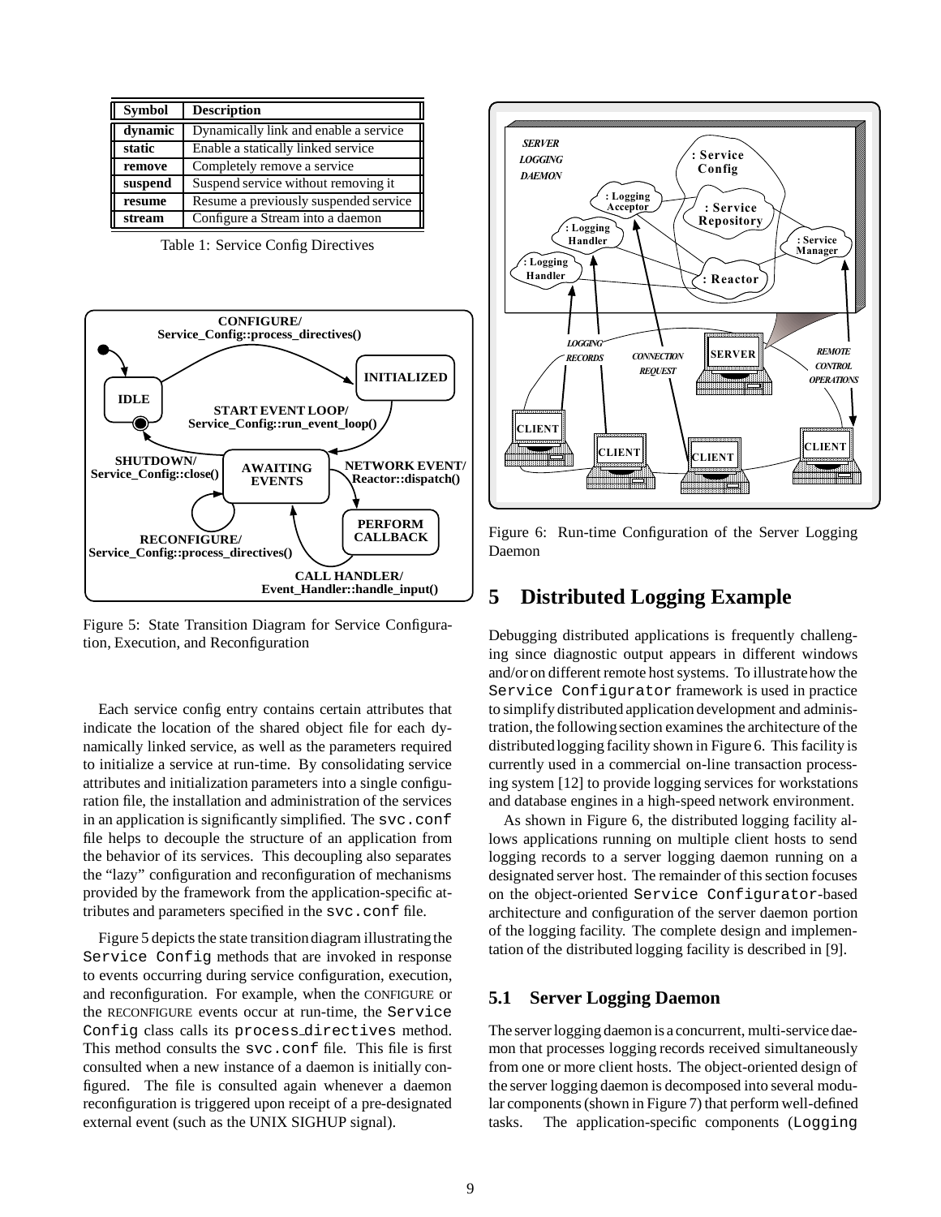| Symbol | Description |
|---|---|
| dynamic | Dynamically link and enable a service |
| static | Enable a statically linked service |
| remove | Completely remove a service |
| suspend | Suspend service without removing it |
| resume | Resume a previously suspended service |
| stream | Configure a Stream into a daemon |

Table 1: Service Config Directives

Figure 5: State Transition Diagram for Service Configuration, Execution, and Reconfiguration

Each service config entry contains certain attributes that indicate the location of the shared object file for each dynamically linked service, as well as the parameters required to initialize a service at run-time. By consolidating service attributes and initialization parameters into a single configuration file, the installation and administration of the services in an application is significantly simplified. The `svc.conf` file helps to decouple the structure of an application from the behavior of its services. This decoupling also separates the "lazy" configuration and reconfiguration of mechanisms provided by the framework from the application-specific attributes and parameters specified in the `svc.conf` file.

Figure 5 depicts the state transition diagram illustrating the `Service Config` methods that are invoked in response to events occurring during service configuration, execution, and reconfiguration. For example, when the CONFIGURE or the RECONFIGURE events occur at run-time, the `Service Config` class calls its `process_directives` method. This method consults the `svc.conf` file. This file is first consulted when a new instance of a daemon is initially configured. The file is consulted again whenever a daemon reconfiguration is triggered upon receipt of a pre-designated external event (such as the UNIX SIGHUP signal).

Figure 6: Run-time Configuration of the Server Logging Daemon

# 5 Distributed Logging Example

Debugging distributed applications is frequently challenging since diagnostic output appears in different windows and/or on different remote host systems. To illustrate how the `Service Configurator` framework is used in practice to simplify distributed application development and administration, the following section examines the architecture of the distributed logging facility shown in Figure 6. This facility is currently used in a commercial on-line transaction processing system [12] to provide logging services for workstations and database engines in a high-speed network environment.

As shown in Figure 6, the distributed logging facility allows applications running on multiple client hosts to send logging records to a server logging daemon running on a designated server host. The remainder of this section focuses on the object-oriented `Service Configurator`-based architecture and configuration of the server daemon portion of the logging facility. The complete design and implementation of the distributed logging facility is described in [9].

## 5.1 Server Logging Daemon

The server logging daemon is a concurrent, multi-service daemon that processes logging records received simultaneously from one or more client hosts. The object-oriented design of the server logging daemon is decomposed into several modular components (shown in Figure 7) that perform well-defined tasks. The application-specific components (`Logging`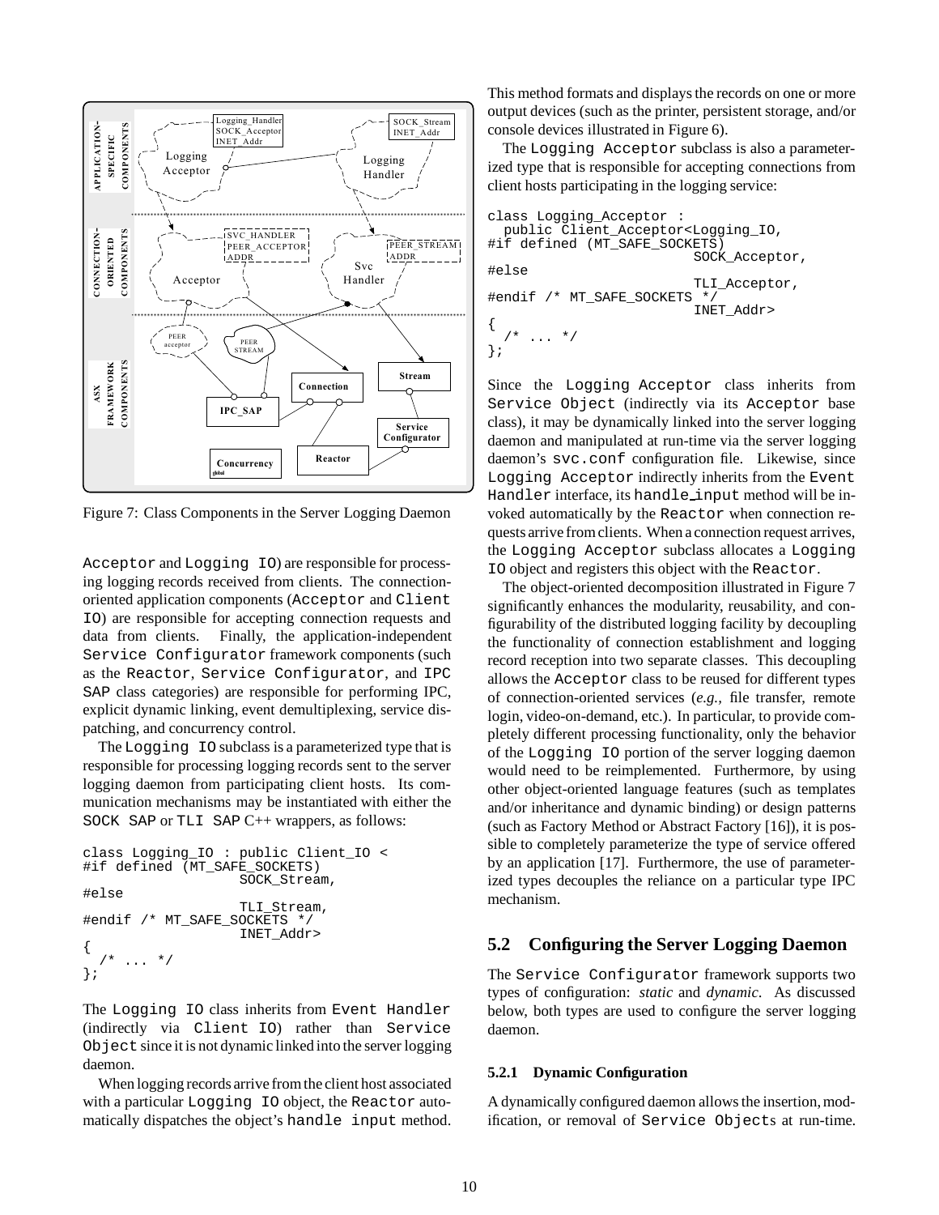Figure 7: Class Components in the Server Logging Daemon

Acceptor and Logging IO) are responsible for processing logging records received from clients. The connection-oriented application components (Acceptor and Client IO) are responsible for accepting connection requests and data from clients. Finally, the application-independent Service Configurator framework components (such as the Reactor, Service Configurator, and IPC SAP class categories) are responsible for performing IPC, explicit dynamic linking, event demultiplexing, service dispatching, and concurrency control.

The Logging IO subclass is a parameterized type that is responsible for processing logging records sent to the server logging daemon from participating client hosts. Its communication mechanisms may be instantiated with either the SOCK SAP or TLI SAP C++ wrappers, as follows:

```
class Logging_IO : public Client_IO <
#if defined (MT_SAFE_SOCKETS)
                       SOCK_Stream,
#else
                       TLI_Stream,
#endif /* MT_SAFE_SOCKETS */
                       INET_Addr>
{
  /* ... */
};
```

The Logging IO class inherits from Event Handler (indirectly via Client IO) rather than Service Object since it is not dynamic linked into the server logging daemon.

When logging records arrive from the client host associated with a particular Logging IO object, the Reactor automatically dispatches the object's handle input method. This method formats and displays the records on one or more output devices (such as the printer, persistent storage, and/or console devices illustrated in Figure 6).

The Logging Acceptor subclass is also a parameterized type that is responsible for accepting connections from client hosts participating in the logging service:

```
class Logging_Acceptor :
  public Client_Acceptor<Logging_IO,
#if defined (MT_SAFE_SOCKETS)
                         SOCK_Acceptor,
#else
                         TLI_Acceptor,
#endif /* MT_SAFE_SOCKETS */
                         INET_Addr>
{
  /* ... */
};
```

Since the Logging Acceptor class inherits from Service Object (indirectly via its Acceptor base class), it may be dynamically linked into the server logging daemon and manipulated at run-time via the server logging daemon's svc.conf configuration file. Likewise, since Logging Acceptor indirectly inherits from the Event Handler interface, its handle_input method will be invoked automatically by the Reactor when connection requests arrive from clients. When a connection request arrives, the Logging Acceptor subclass allocates a Logging IO object and registers this object with the Reactor.

The object-oriented decomposition illustrated in Figure 7 significantly enhances the modularity, reusability, and configurability of the distributed logging facility by decoupling the functionality of connection establishment and logging record reception into two separate classes. This decoupling allows the Acceptor class to be reused for different types of connection-oriented services (*e.g.,* file transfer, remote login, video-on-demand, etc.). In particular, to provide completely different processing functionality, only the behavior of the Logging IO portion of the server logging daemon would need to be reimplemented. Furthermore, by using other object-oriented language features (such as templates and/or inheritance and dynamic binding) or design patterns (such as Factory Method or Abstract Factory [16]), it is possible to completely parameterize the type of service offered by an application [17]. Furthermore, the use of parameterized types decouples the reliance on a particular type IPC mechanism.

## 5.2 Configuring the Server Logging Daemon

The Service Configurator framework supports two types of configuration: *static* and *dynamic*. As discussed below, both types are used to configure the server logging daemon.

### 5.2.1 Dynamic Configuration

A dynamically configured daemon allows the insertion, modification, or removal of Service Objects at run-time.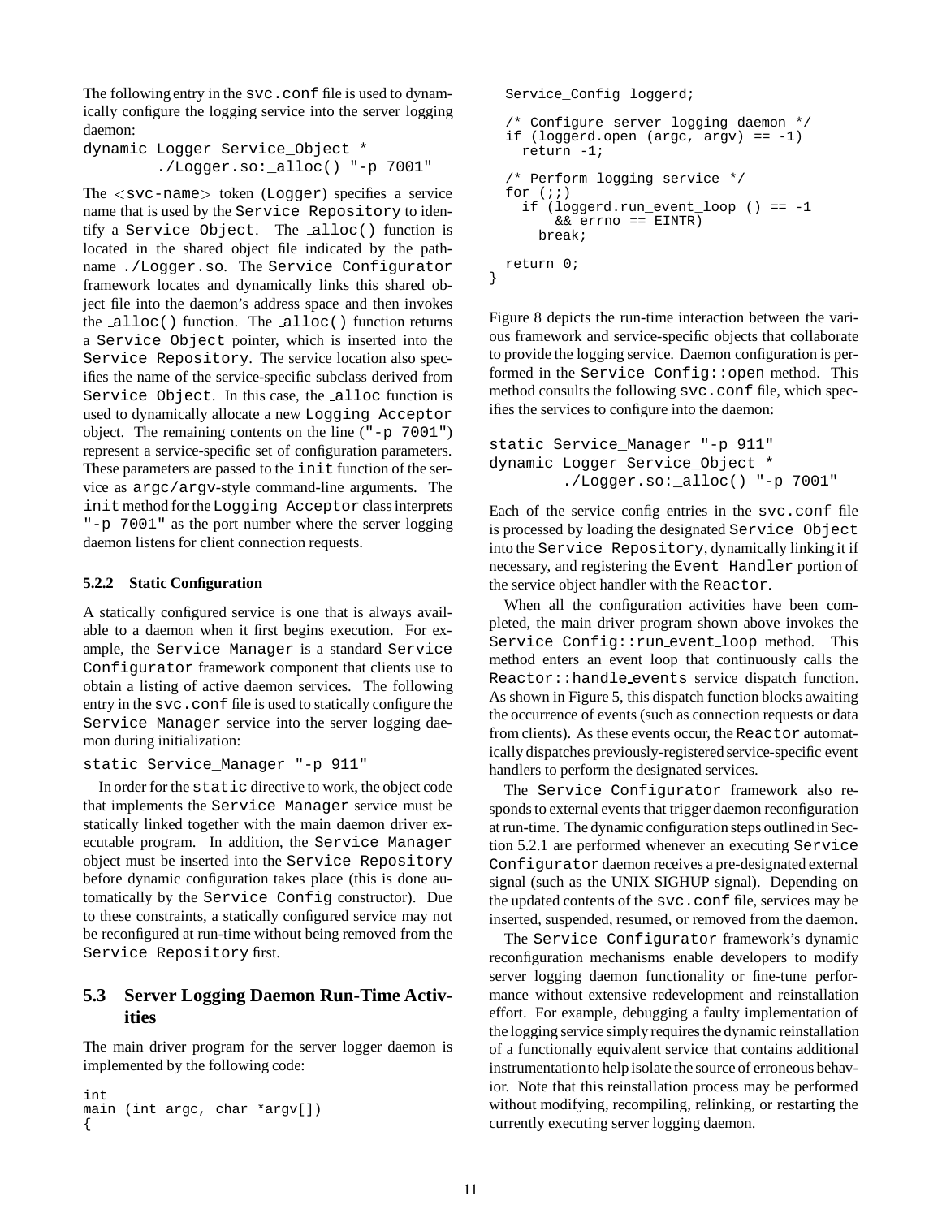The following entry in the `svc.conf` file is used to dynamically configure the logging service into the server logging daemon:

```
dynamic Logger Service_Object *
        ./Logger.so:_alloc() "-p 7001"
```

The <svc-name> token (`Logger`) specifies a service name that is used by the `Service Repository` to identify a `Service Object`. The `_alloc()` function is located in the shared object file indicated by the pathname `./Logger.so`. The `Service Configurator` framework locates and dynamically links this shared object file into the daemon's address space and then invokes the `_alloc()` function. The `_alloc()` function returns a `Service Object` pointer, which is inserted into the `Service Repository`. The service location also specifies the name of the service-specific subclass derived from `Service Object`. In this case, the `_alloc` function is used to dynamically allocate a new `Logging Acceptor` object. The remaining contents on the line (`"-p 7001"`) represent a service-specific set of configuration parameters. These parameters are passed to the `init` function of the service as `argc/argv`-style command-line arguments. The `init` method for the `Logging Acceptor` class interprets `"-p 7001"` as the port number where the server logging daemon listens for client connection requests.

#### 5.2.2 Static Configuration

A statically configured service is one that is always available to a daemon when it first begins execution. For example, the `Service Manager` is a standard `Service Configurator` framework component that clients use to obtain a listing of active daemon services. The following entry in the `svc.conf` file is used to statically configure the `Service Manager` service into the server logging daemon during initialization:

```
static Service_Manager "-p 911"
```

In order for the `static` directive to work, the object code that implements the `Service Manager` service must be statically linked together with the main daemon driver executable program. In addition, the `Service Manager` object must be inserted into the `Service Repository` before dynamic configuration takes place (this is done automatically by the `Service Config` constructor). Due to these constraints, a statically configured service may not be reconfigured at run-time without being removed from the `Service Repository` first.

### 5.3 Server Logging Daemon Run-Time Activities

The main driver program for the server logger daemon is implemented by the following code:

```
int
main (int argc, char *argv[])
{
  Service_Config loggerd;

  /* Configure server logging daemon */
  if (loggerd.open (argc, argv) == -1)
    return -1;

  /* Perform logging service */
  for (;;)
    if (loggerd.run_event_loop () == -1
        && errno == EINTR)
      break;

  return 0;
}
```

Figure 8 depicts the run-time interaction between the various framework and service-specific objects that collaborate to provide the logging service. Daemon configuration is performed in the `Service Config::open` method. This method consults the following `svc.conf` file, which specifies the services to configure into the daemon:

```
static Service_Manager "-p 911"
dynamic Logger Service_Object *
        ./Logger.so:_alloc() "-p 7001"
```

Each of the service config entries in the `svc.conf` file is processed by loading the designated `Service Object` into the `Service Repository`, dynamically linking it if necessary, and registering the `Event Handler` portion of the service object handler with the `Reactor`.

When all the configuration activities have been completed, the main driver program shown above invokes the `Service Config::run_event_loop` method. This method enters an event loop that continuously calls the `Reactor::handle_events` service dispatch function. As shown in Figure 5, this dispatch function blocks awaiting the occurrence of events (such as connection requests or data from clients). As these events occur, the `Reactor` automatically dispatches previously-registered service-specific event handlers to perform the designated services.

The `Service Configurator` framework also responds to external events that trigger daemon reconfiguration at run-time. The dynamic configuration steps outlined in Section 5.2.1 are performed whenever an executing `Service Configurator` daemon receives a pre-designated external signal (such as the UNIX SIGHUP signal). Depending on the updated contents of the `svc.conf` file, services may be inserted, suspended, resumed, or removed from the daemon.

The `Service Configurator` framework's dynamic reconfiguration mechanisms enable developers to modify server logging daemon functionality or fine-tune performance without extensive redevelopment and reinstallation effort. For example, debugging a faulty implementation of the logging service simply requires the dynamic reinstallation of a functionally equivalent service that contains additional instrumentation to help isolate the source of erroneous behavior. Note that this reinstallation process may be performed without modifying, recompiling, relinking, or restarting the currently executing server logging daemon.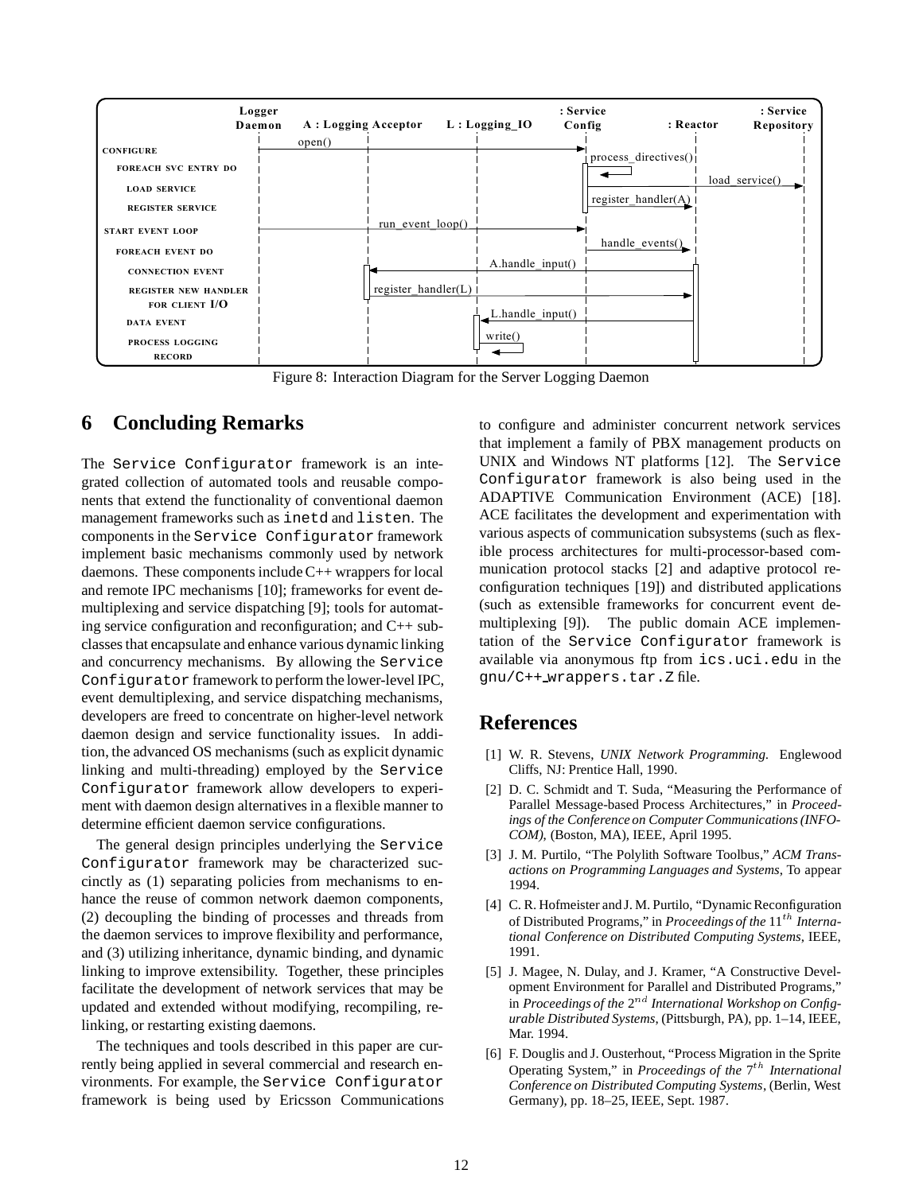Figure 8: Interaction Diagram for the Server Logging Daemon

## 6 Concluding Remarks

The `Service Configurator` framework is an integrated collection of automated tools and reusable components that extend the functionality of conventional daemon management frameworks such as `inetd` and `listen`. The components in the `Service Configurator` framework implement basic mechanisms commonly used by network daemons. These components include C++ wrappers for local and remote IPC mechanisms [10]; frameworks for event demultiplexing and service dispatching [9]; tools for automating service configuration and reconfiguration; and C++ subclasses that encapsulate and enhance various dynamic linking and concurrency mechanisms. By allowing the `Service Configurator` framework to perform the lower-level IPC, event demultiplexing, and service dispatching mechanisms, developers are freed to concentrate on higher-level network daemon design and service functionality issues. In addition, the advanced OS mechanisms (such as explicit dynamic linking and multi-threading) employed by the `Service Configurator` framework allow developers to experiment with daemon design alternatives in a flexible manner to determine efficient daemon service configurations.

The general design principles underlying the `Service Configurator` framework may be characterized succinctly as (1) separating policies from mechanisms to enhance the reuse of common network daemon components, (2) decoupling the binding of processes and threads from the daemon services to improve flexibility and performance, and (3) utilizing inheritance, dynamic binding, and dynamic linking to improve extensibility. Together, these principles facilitate the development of network services that may be updated and extended without modifying, recompiling, relinking, or restarting existing daemons.

The techniques and tools described in this paper are currently being applied in several commercial and research environments. For example, the `Service Configurator` framework is being used by Ericsson Communications to configure and administer concurrent network services that implement a family of PBX management products on UNIX and Windows NT platforms [12]. The `Service Configurator` framework is also being used in the ADAPTIVE Communication Environment (ACE) [18]. ACE facilitates the development and experimentation with various aspects of communication subsystems (such as flexible process architectures for multi-processor-based communication protocol stacks [2] and adaptive protocol reconfiguration techniques [19]) and distributed applications (such as extensible frameworks for concurrent event demultiplexing [9]). The public domain ACE implementation of the `Service Configurator` framework is available via anonymous ftp from `ics.uci.edu` in the `gnu/C++_wrappers.tar.Z` file.

## References

[1] W. R. Stevens, *UNIX Network Programming.* Englewood Cliffs, NJ: Prentice Hall, 1990.

[2] D. C. Schmidt and T. Suda, "Measuring the Performance of Parallel Message-based Process Architectures," in *Proceedings of the Conference on Computer Communications (INFOCOM)*, (Boston, MA), IEEE, April 1995.

[3] J. M. Purtilo, "The Polylith Software Toolbus," *ACM Transactions on Programming Languages and Systems*, To appear 1994.

[4] C. R. Hofmeister and J. M. Purtilo, "Dynamic Reconfiguration of Distributed Programs," in *Proceedings of the* $11^{th}$ *International Conference on Distributed Computing Systems*, IEEE, 1991.

[5] J. Magee, N. Dulay, and J. Kramer, "A Constructive Development Environment for Parallel and Distributed Programs," in *Proceedings of the* $2^{nd}$ *International Workshop on Configurable Distributed Systems*, (Pittsburgh, PA), pp. 1–14, IEEE, Mar. 1994.

[6] F. Douglis and J. Ousterhout, "Process Migration in the Sprite Operating System," in *Proceedings of the* $7^{th}$ *International Conference on Distributed Computing Systems*, (Berlin, West Germany), pp. 18–25, IEEE, Sept. 1987.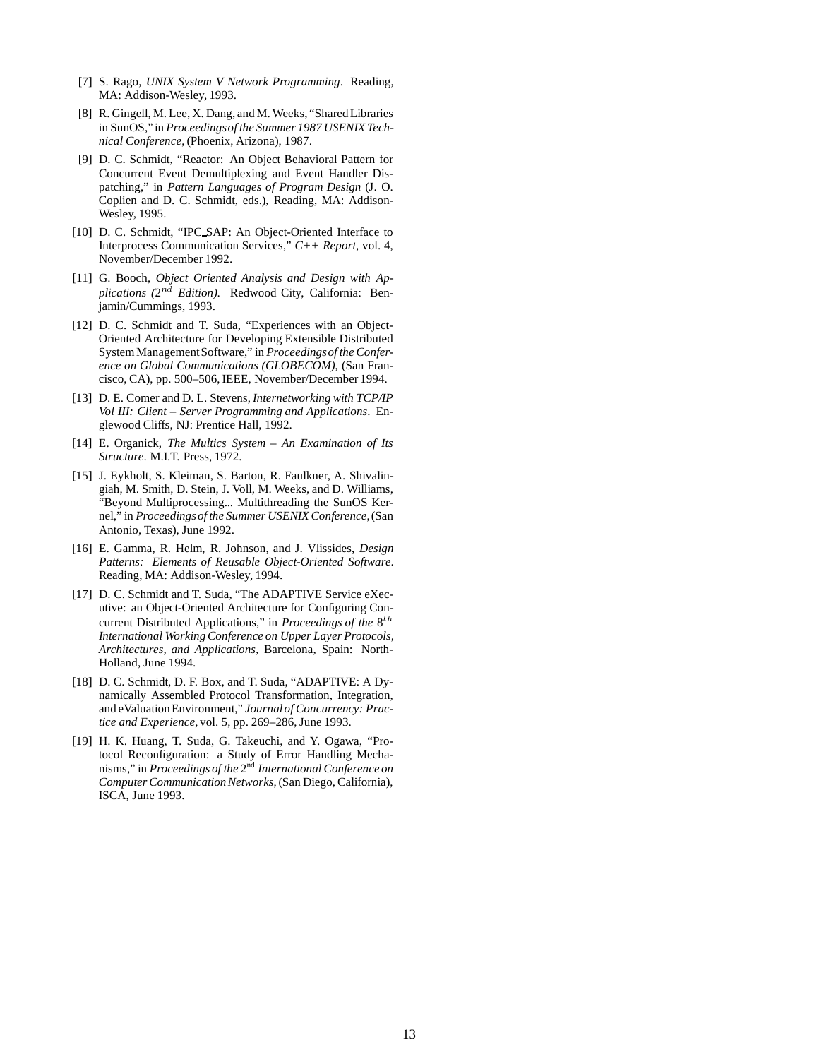[7] S. Rago, *UNIX System V Network Programming*. Reading, MA: Addison-Wesley, 1993.

[8] R. Gingell, M. Lee, X. Dang, and M. Weeks, "Shared Libraries in SunOS," in *Proceedings of the Summer 1987 USENIX Technical Conference*, (Phoenix, Arizona), 1987.

[9] D. C. Schmidt, "Reactor: An Object Behavioral Pattern for Concurrent Event Demultiplexing and Event Handler Dispatching," in *Pattern Languages of Program Design* (J. O. Coplien and D. C. Schmidt, eds.), Reading, MA: Addison-Wesley, 1995.

[10] D. C. Schmidt, "IPC_SAP: An Object-Oriented Interface to Interprocess Communication Services," *C++ Report*, vol. 4, November/December 1992.

[11] G. Booch, *Object Oriented Analysis and Design with Applications ($2^{nd}$ Edition).* Redwood City, California: Benjamin/Cummings, 1993.

[12] D. C. Schmidt and T. Suda, "Experiences with an Object-Oriented Architecture for Developing Extensible Distributed System Management Software," in *Proceedings of the Conference on Global Communications (GLOBECOM)*, (San Francisco, CA), pp. 500–506, IEEE, November/December 1994.

[13] D. E. Comer and D. L. Stevens, *Internetworking with TCP/IP Vol III: Client – Server Programming and Applications*. Englewood Cliffs, NJ: Prentice Hall, 1992.

[14] E. Organick, *The Multics System – An Examination of Its Structure*. M.I.T. Press, 1972.

[15] J. Eykholt, S. Kleiman, S. Barton, R. Faulkner, A. Shivalingiah, M. Smith, D. Stein, J. Voll, M. Weeks, and D. Williams, "Beyond Multiprocessing... Multithreading the SunOS Kernel," in *Proceedings of the Summer USENIX Conference*, (San Antonio, Texas), June 1992.

[16] E. Gamma, R. Helm, R. Johnson, and J. Vlissides, *Design Patterns: Elements of Reusable Object-Oriented Software*. Reading, MA: Addison-Wesley, 1994.

[17] D. C. Schmidt and T. Suda, "The ADAPTIVE Service eXecutive: an Object-Oriented Architecture for Configuring Concurrent Distributed Applications," in *Proceedings of the $8^{th}$ International Working Conference on Upper Layer Protocols, Architectures, and Applications*, Barcelona, Spain: North-Holland, June 1994.

[18] D. C. Schmidt, D. F. Box, and T. Suda, "ADAPTIVE: A Dynamically Assembled Protocol Transformation, Integration, and eValuation Environment," *Journal of Concurrency: Practice and Experience*, vol. 5, pp. 269–286, June 1993.

[19] H. K. Huang, T. Suda, G. Takeuchi, and Y. Ogawa, "Protocol Reconfiguration: a Study of Error Handling Mechanisms," in *Proceedings of the $2^{nd}$ International Conference on Computer Communication Networks*, (San Diego, California), ISCA, June 1993.